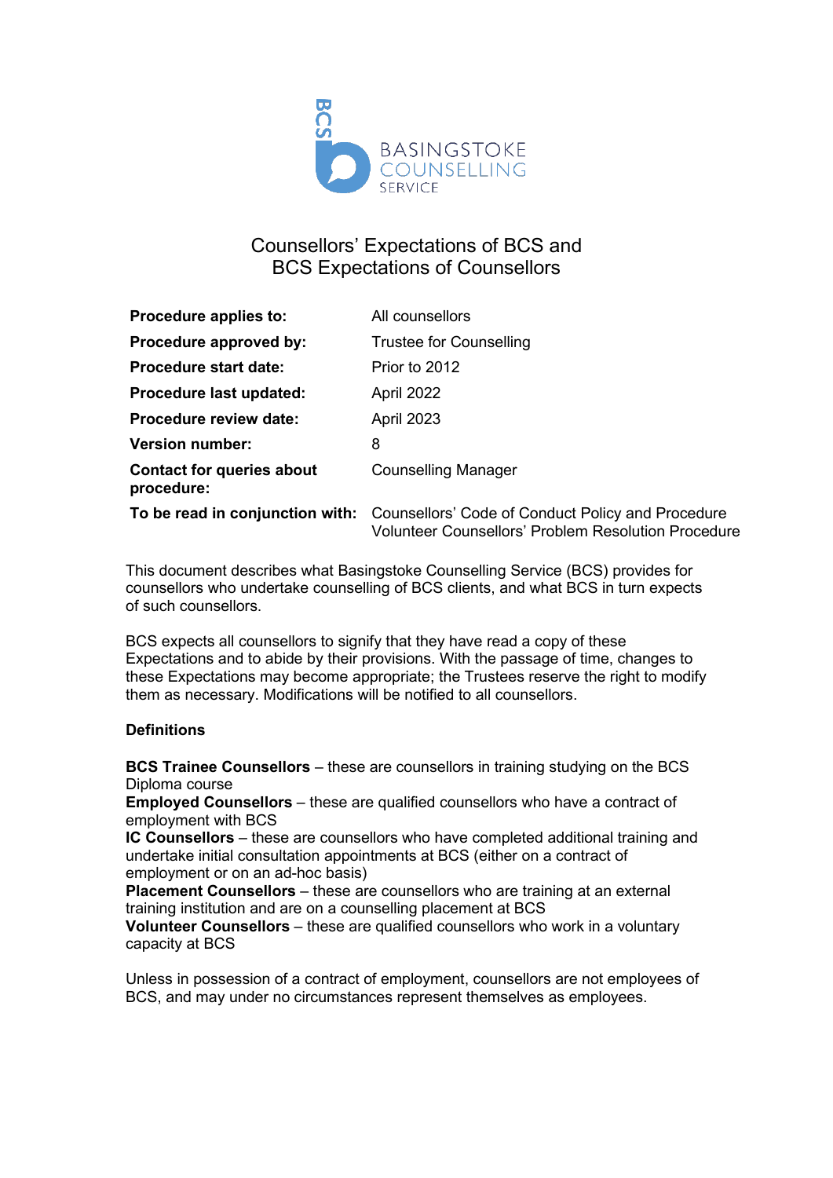BASINGSTOKE COUNSELLING SERVICE

# Counsellors' Expectations of BCS and BCS Expectations of Counsellors

| | |
|---|---|
| **Procedure applies to:** | All counsellors |
| **Procedure approved by:** | Trustee for Counselling |
| **Procedure start date:** | Prior to 2012 |
| **Procedure last updated:** | April 2022 |
| **Procedure review date:** | April 2023 |
| **Version number:** | 8 |
| **Contact for queries about procedure:** | Counselling Manager |
| **To be read in conjunction with:** | Counsellors' Code of Conduct Policy and Procedure<br>Volunteer Counsellors' Problem Resolution Procedure |

This document describes what Basingstoke Counselling Service (BCS) provides for counsellors who undertake counselling of BCS clients, and what BCS in turn expects of such counsellors.

BCS expects all counsellors to signify that they have read a copy of these Expectations and to abide by their provisions. With the passage of time, changes to these Expectations may become appropriate; the Trustees reserve the right to modify them as necessary. Modifications will be notified to all counsellors.

**Definitions**

**BCS Trainee Counsellors** – these are counsellors in training studying on the BCS Diploma course
**Employed Counsellors** – these are qualified counsellors who have a contract of employment with BCS
**IC Counsellors** – these are counsellors who have completed additional training and undertake initial consultation appointments at BCS (either on a contract of employment or on an ad-hoc basis)
**Placement Counsellors** – these are counsellors who are training at an external training institution and are on a counselling placement at BCS
**Volunteer Counsellors** – these are qualified counsellors who work in a voluntary capacity at BCS

Unless in possession of a contract of employment, counsellors are not employees of BCS, and may under no circumstances represent themselves as employees.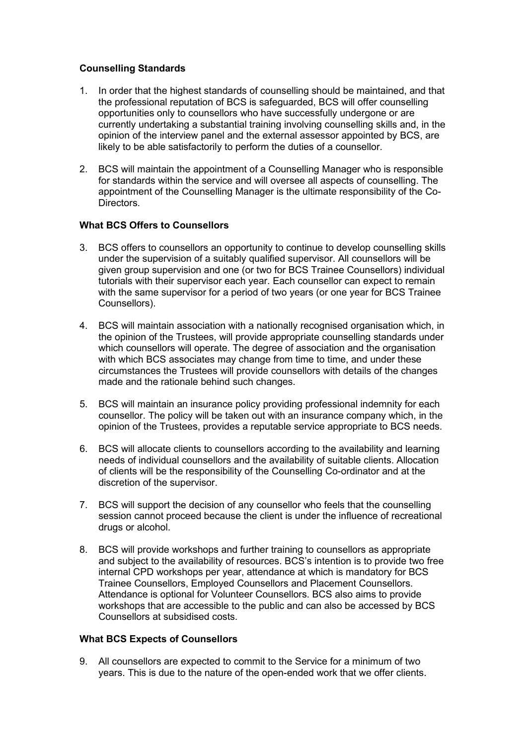**Counselling Standards**

1. In order that the highest standards of counselling should be maintained, and that the professional reputation of BCS is safeguarded, BCS will offer counselling opportunities only to counsellors who have successfully undergone or are currently undertaking a substantial training involving counselling skills and, in the opinion of the interview panel and the external assessor appointed by BCS, are likely to be able satisfactorily to perform the duties of a counsellor.

2. BCS will maintain the appointment of a Counselling Manager who is responsible for standards within the service and will oversee all aspects of counselling. The appointment of the Counselling Manager is the ultimate responsibility of the Co-Directors.

**What BCS Offers to Counsellors**

3. BCS offers to counsellors an opportunity to continue to develop counselling skills under the supervision of a suitably qualified supervisor. All counsellors will be given group supervision and one (or two for BCS Trainee Counsellors) individual tutorials with their supervisor each year. Each counsellor can expect to remain with the same supervisor for a period of two years (or one year for BCS Trainee Counsellors).

4. BCS will maintain association with a nationally recognised organisation which, in the opinion of the Trustees, will provide appropriate counselling standards under which counsellors will operate. The degree of association and the organisation with which BCS associates may change from time to time, and under these circumstances the Trustees will provide counsellors with details of the changes made and the rationale behind such changes.

5. BCS will maintain an insurance policy providing professional indemnity for each counsellor. The policy will be taken out with an insurance company which, in the opinion of the Trustees, provides a reputable service appropriate to BCS needs.

6. BCS will allocate clients to counsellors according to the availability and learning needs of individual counsellors and the availability of suitable clients. Allocation of clients will be the responsibility of the Counselling Co-ordinator and at the discretion of the supervisor.

7. BCS will support the decision of any counsellor who feels that the counselling session cannot proceed because the client is under the influence of recreational drugs or alcohol.

8. BCS will provide workshops and further training to counsellors as appropriate and subject to the availability of resources. BCS's intention is to provide two free internal CPD workshops per year, attendance at which is mandatory for BCS Trainee Counsellors, Employed Counsellors and Placement Counsellors. Attendance is optional for Volunteer Counsellors. BCS also aims to provide workshops that are accessible to the public and can also be accessed by BCS Counsellors at subsidised costs.

**What BCS Expects of Counsellors**

9. All counsellors are expected to commit to the Service for a minimum of two years. This is due to the nature of the open-ended work that we offer clients.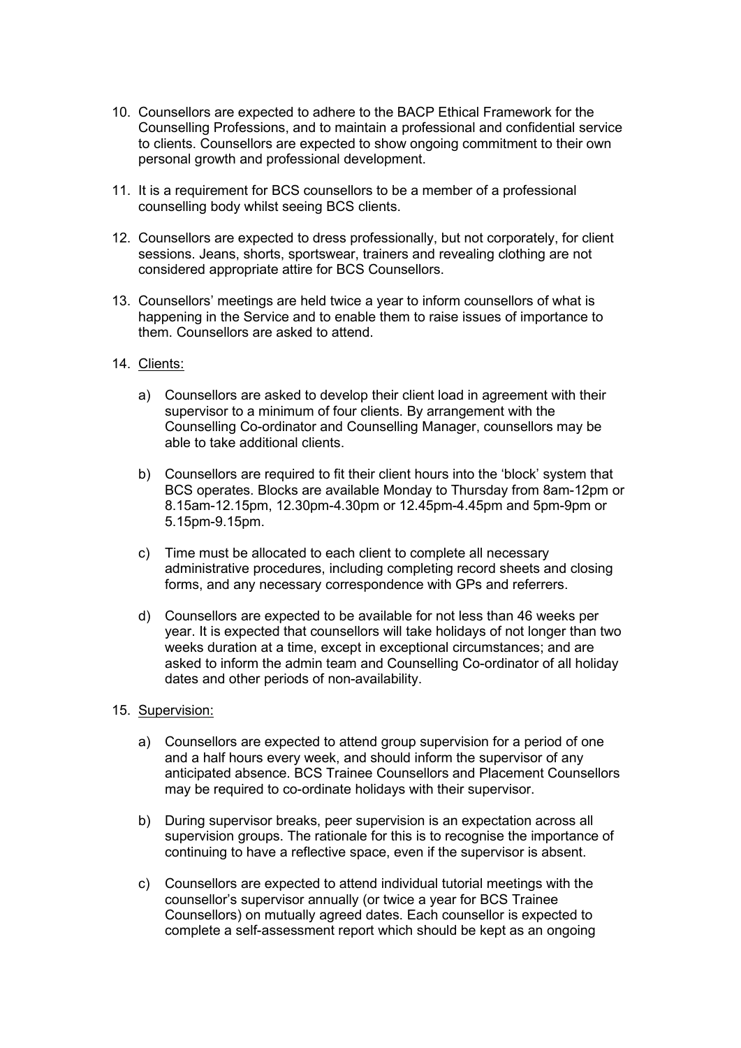10. Counsellors are expected to adhere to the BACP Ethical Framework for the Counselling Professions, and to maintain a professional and confidential service to clients. Counsellors are expected to show ongoing commitment to their own personal growth and professional development.

11. It is a requirement for BCS counsellors to be a member of a professional counselling body whilst seeing BCS clients.

12. Counsellors are expected to dress professionally, but not corporately, for client sessions. Jeans, shorts, sportswear, trainers and revealing clothing are not considered appropriate attire for BCS Counsellors.

13. Counsellors' meetings are held twice a year to inform counsellors of what is happening in the Service and to enable them to raise issues of importance to them. Counsellors are asked to attend.

14. <u>Clients:</u>

    a) Counsellors are asked to develop their client load in agreement with their supervisor to a minimum of four clients. By arrangement with the Counselling Co-ordinator and Counselling Manager, counsellors may be able to take additional clients.

    b) Counsellors are required to fit their client hours into the 'block' system that BCS operates. Blocks are available Monday to Thursday from 8am-12pm or 8.15am-12.15pm, 12.30pm-4.30pm or 12.45pm-4.45pm and 5pm-9pm or 5.15pm-9.15pm.

    c) Time must be allocated to each client to complete all necessary administrative procedures, including completing record sheets and closing forms, and any necessary correspondence with GPs and referrers.

    d) Counsellors are expected to be available for not less than 46 weeks per year. It is expected that counsellors will take holidays of not longer than two weeks duration at a time, except in exceptional circumstances; and are asked to inform the admin team and Counselling Co-ordinator of all holiday dates and other periods of non-availability.

15. <u>Supervision:</u>

    a) Counsellors are expected to attend group supervision for a period of one and a half hours every week, and should inform the supervisor of any anticipated absence. BCS Trainee Counsellors and Placement Counsellors may be required to co-ordinate holidays with their supervisor.

    b) During supervisor breaks, peer supervision is an expectation across all supervision groups. The rationale for this is to recognise the importance of continuing to have a reflective space, even if the supervisor is absent.

    c) Counsellors are expected to attend individual tutorial meetings with the counsellor's supervisor annually (or twice a year for BCS Trainee Counsellors) on mutually agreed dates. Each counsellor is expected to complete a self-assessment report which should be kept as an ongoing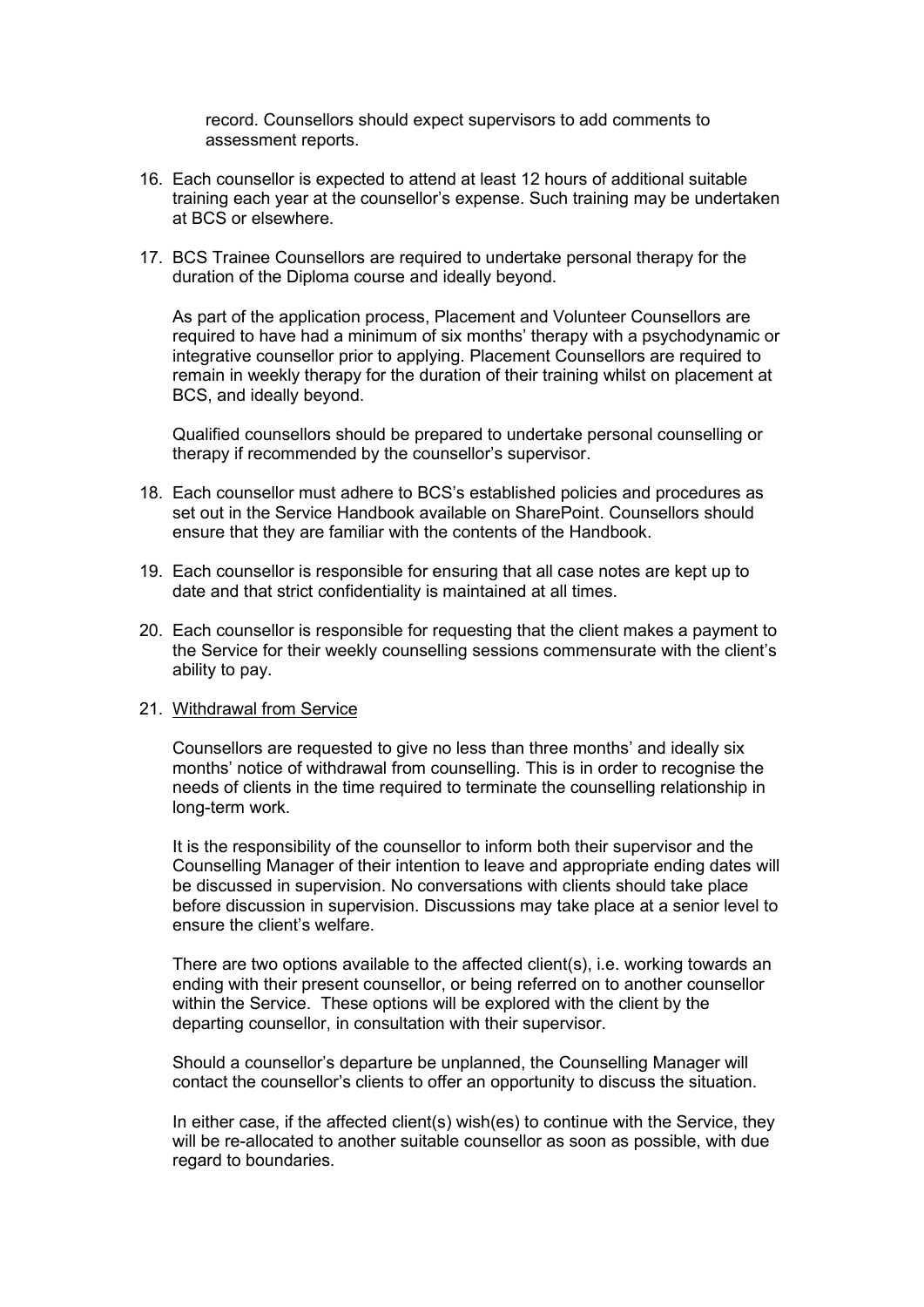record. Counsellors should expect supervisors to add comments to assessment reports.

16. Each counsellor is expected to attend at least 12 hours of additional suitable training each year at the counsellor's expense. Such training may be undertaken at BCS or elsewhere.

17. BCS Trainee Counsellors are required to undertake personal therapy for the duration of the Diploma course and ideally beyond.

    As part of the application process, Placement and Volunteer Counsellors are required to have had a minimum of six months' therapy with a psychodynamic or integrative counsellor prior to applying. Placement Counsellors are required to remain in weekly therapy for the duration of their training whilst on placement at BCS, and ideally beyond.

    Qualified counsellors should be prepared to undertake personal counselling or therapy if recommended by the counsellor's supervisor.

18. Each counsellor must adhere to BCS's established policies and procedures as set out in the Service Handbook available on SharePoint. Counsellors should ensure that they are familiar with the contents of the Handbook.

19. Each counsellor is responsible for ensuring that all case notes are kept up to date and that strict confidentiality is maintained at all times.

20. Each counsellor is responsible for requesting that the client makes a payment to the Service for their weekly counselling sessions commensurate with the client's ability to pay.

21. <u>Withdrawal from Service</u>

    Counsellors are requested to give no less than three months' and ideally six months' notice of withdrawal from counselling. This is in order to recognise the needs of clients in the time required to terminate the counselling relationship in long-term work.

    It is the responsibility of the counsellor to inform both their supervisor and the Counselling Manager of their intention to leave and appropriate ending dates will be discussed in supervision. No conversations with clients should take place before discussion in supervision. Discussions may take place at a senior level to ensure the client's welfare.

    There are two options available to the affected client(s), i.e. working towards an ending with their present counsellor, or being referred on to another counsellor within the Service. These options will be explored with the client by the departing counsellor, in consultation with their supervisor.

    Should a counsellor's departure be unplanned, the Counselling Manager will contact the counsellor's clients to offer an opportunity to discuss the situation.

    In either case, if the affected client(s) wish(es) to continue with the Service, they will be re-allocated to another suitable counsellor as soon as possible, with due regard to boundaries.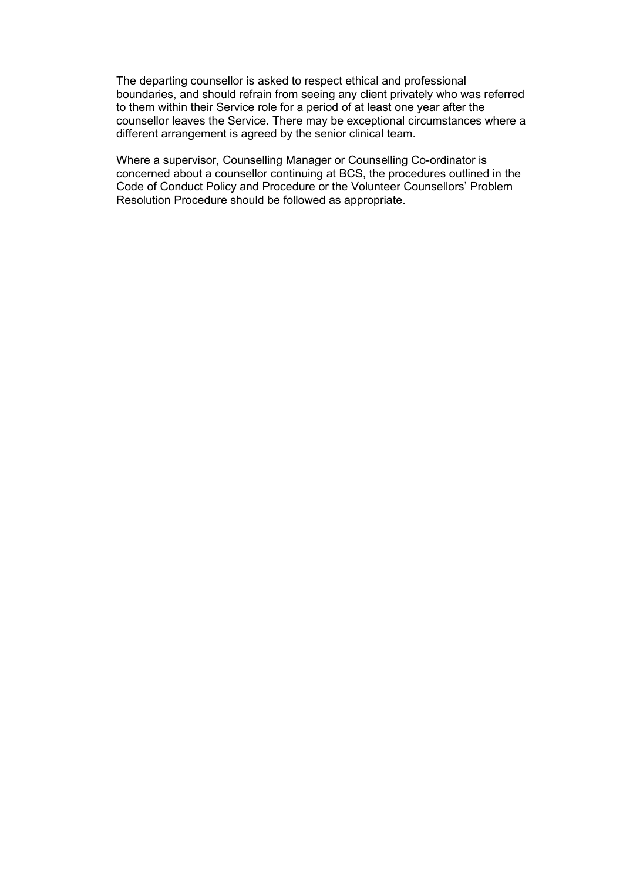The departing counsellor is asked to respect ethical and professional boundaries, and should refrain from seeing any client privately who was referred to them within their Service role for a period of at least one year after the counsellor leaves the Service. There may be exceptional circumstances where a different arrangement is agreed by the senior clinical team.

Where a supervisor, Counselling Manager or Counselling Co-ordinator is concerned about a counsellor continuing at BCS, the procedures outlined in the Code of Conduct Policy and Procedure or the Volunteer Counsellors' Problem Resolution Procedure should be followed as appropriate.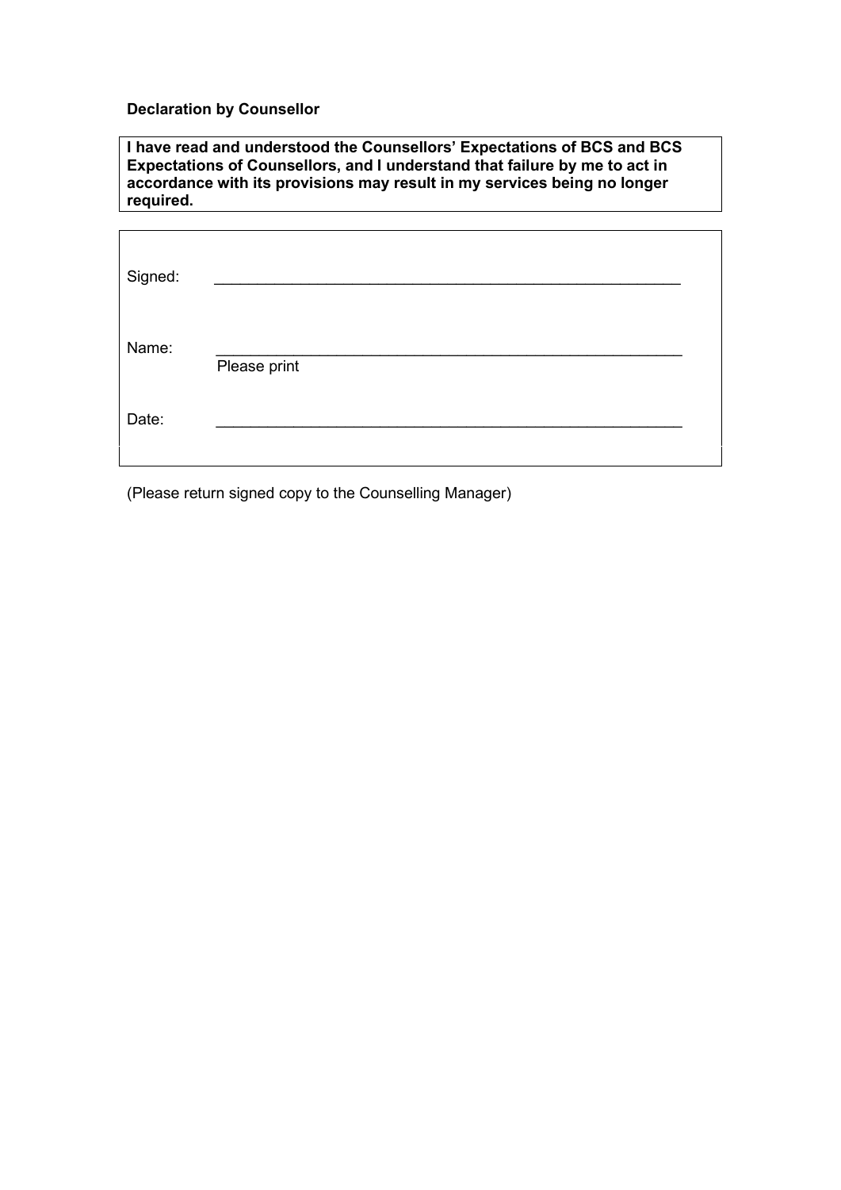**Declaration by Counsellor**

**I have read and understood the Counsellors' Expectations of BCS and BCS Expectations of Counsellors, and I understand that failure by me to act in accordance with its provisions may result in my services being no longer required.**

Signed: \_\_\_\_\_\_\_\_\_\_\_\_\_\_\_\_\_\_\_\_\_\_\_\_\_\_\_\_\_\_\_\_\_\_\_\_\_\_\_\_\_\_\_\_\_\_\_\_\_\_\_\_

Name: \_\_\_\_\_\_\_\_\_\_\_\_\_\_\_\_\_\_\_\_\_\_\_\_\_\_\_\_\_\_\_\_\_\_\_\_\_\_\_\_\_\_\_\_\_\_\_\_\_\_\_\_
Please print

Date: \_\_\_\_\_\_\_\_\_\_\_\_\_\_\_\_\_\_\_\_\_\_\_\_\_\_\_\_\_\_\_\_\_\_\_\_\_\_\_\_\_\_\_\_\_\_\_\_\_\_\_\_

(Please return signed copy to the Counselling Manager)